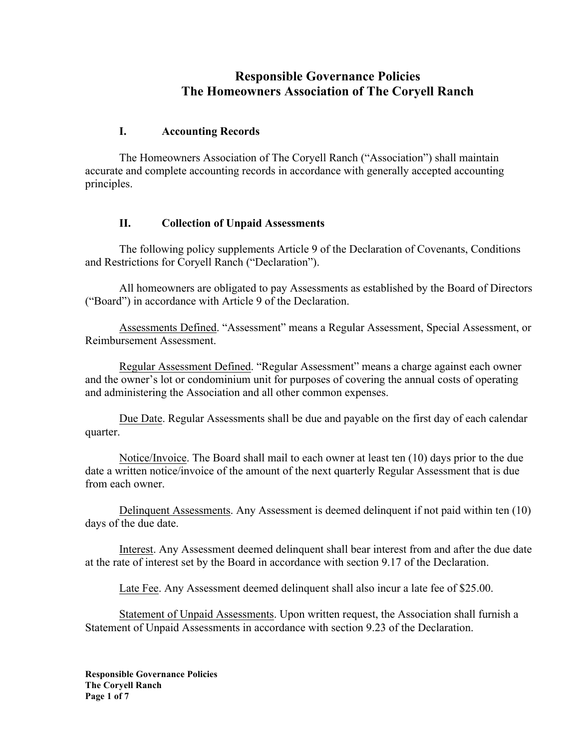# Responsible Governance Policies
# The Homeowners Association of The Coryell Ranch

## I. Accounting Records

The Homeowners Association of The Coryell Ranch ("Association") shall maintain accurate and complete accounting records in accordance with generally accepted accounting principles.

## II. Collection of Unpaid Assessments

The following policy supplements Article 9 of the Declaration of Covenants, Conditions and Restrictions for Coryell Ranch ("Declaration").

All homeowners are obligated to pay Assessments as established by the Board of Directors ("Board") in accordance with Article 9 of the Declaration.

<u>Assessments Defined</u>. "Assessment" means a Regular Assessment, Special Assessment, or Reimbursement Assessment.

<u>Regular Assessment Defined</u>. "Regular Assessment" means a charge against each owner and the owner's lot or condominium unit for purposes of covering the annual costs of operating and administering the Association and all other common expenses.

<u>Due Date</u>. Regular Assessments shall be due and payable on the first day of each calendar quarter.

<u>Notice/Invoice</u>. The Board shall mail to each owner at least ten (10) days prior to the due date a written notice/invoice of the amount of the next quarterly Regular Assessment that is due from each owner.

<u>Delinquent Assessments</u>. Any Assessment is deemed delinquent if not paid within ten (10) days of the due date.

<u>Interest</u>. Any Assessment deemed delinquent shall bear interest from and after the due date at the rate of interest set by the Board in accordance with section 9.17 of the Declaration.

<u>Late Fee</u>. Any Assessment deemed delinquent shall also incur a late fee of $25.00.

<u>Statement of Unpaid Assessments</u>. Upon written request, the Association shall furnish a Statement of Unpaid Assessments in accordance with section 9.23 of the Declaration.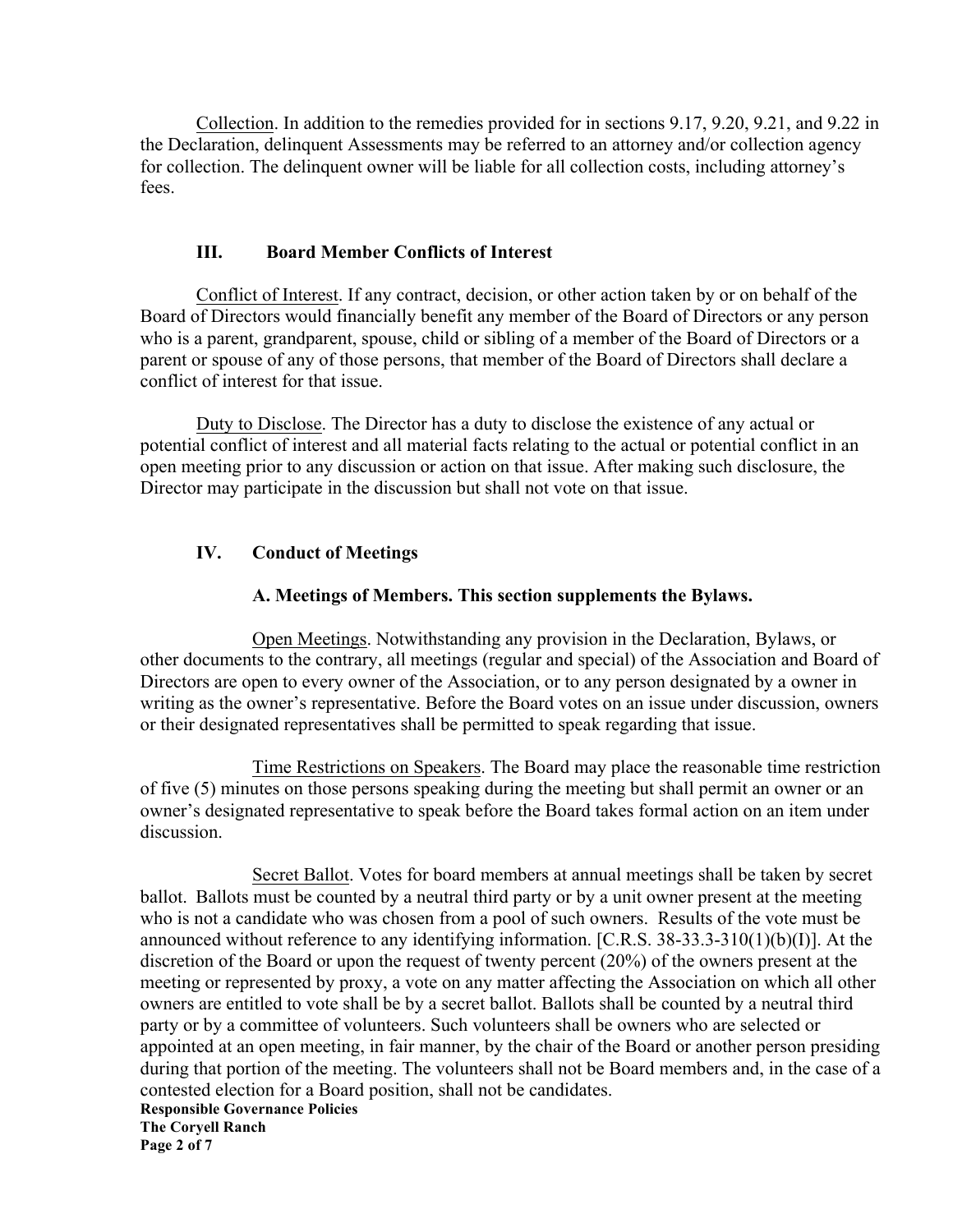Collection. In addition to the remedies provided for in sections 9.17, 9.20, 9.21, and 9.22 in the Declaration, delinquent Assessments may be referred to an attorney and/or collection agency for collection. The delinquent owner will be liable for all collection costs, including attorney's fees.

## III. Board Member Conflicts of Interest

Conflict of Interest. If any contract, decision, or other action taken by or on behalf of the Board of Directors would financially benefit any member of the Board of Directors or any person who is a parent, grandparent, spouse, child or sibling of a member of the Board of Directors or a parent or spouse of any of those persons, that member of the Board of Directors shall declare a conflict of interest for that issue.

Duty to Disclose. The Director has a duty to disclose the existence of any actual or potential conflict of interest and all material facts relating to the actual or potential conflict in an open meeting prior to any discussion or action on that issue. After making such disclosure, the Director may participate in the discussion but shall not vote on that issue.

## IV. Conduct of Meetings

### A. Meetings of Members. This section supplements the Bylaws.

Open Meetings. Notwithstanding any provision in the Declaration, Bylaws, or other documents to the contrary, all meetings (regular and special) of the Association and Board of Directors are open to every owner of the Association, or to any person designated by a owner in writing as the owner's representative. Before the Board votes on an issue under discussion, owners or their designated representatives shall be permitted to speak regarding that issue.

Time Restrictions on Speakers. The Board may place the reasonable time restriction of five (5) minutes on those persons speaking during the meeting but shall permit an owner or an owner's designated representative to speak before the Board takes formal action on an item under discussion.

Secret Ballot. Votes for board members at annual meetings shall be taken by secret ballot. Ballots must be counted by a neutral third party or by a unit owner present at the meeting who is not a candidate who was chosen from a pool of such owners. Results of the vote must be announced without reference to any identifying information. [C.R.S. 38-33.3-310(1)(b)(I)]. At the discretion of the Board or upon the request of twenty percent (20%) of the owners present at the meeting or represented by proxy, a vote on any matter affecting the Association on which all other owners are entitled to vote shall be by a secret ballot. Ballots shall be counted by a neutral third party or by a committee of volunteers. Such volunteers shall be owners who are selected or appointed at an open meeting, in fair manner, by the chair of the Board or another person presiding during that portion of the meeting. The volunteers shall not be Board members and, in the case of a contested election for a Board position, shall not be candidates.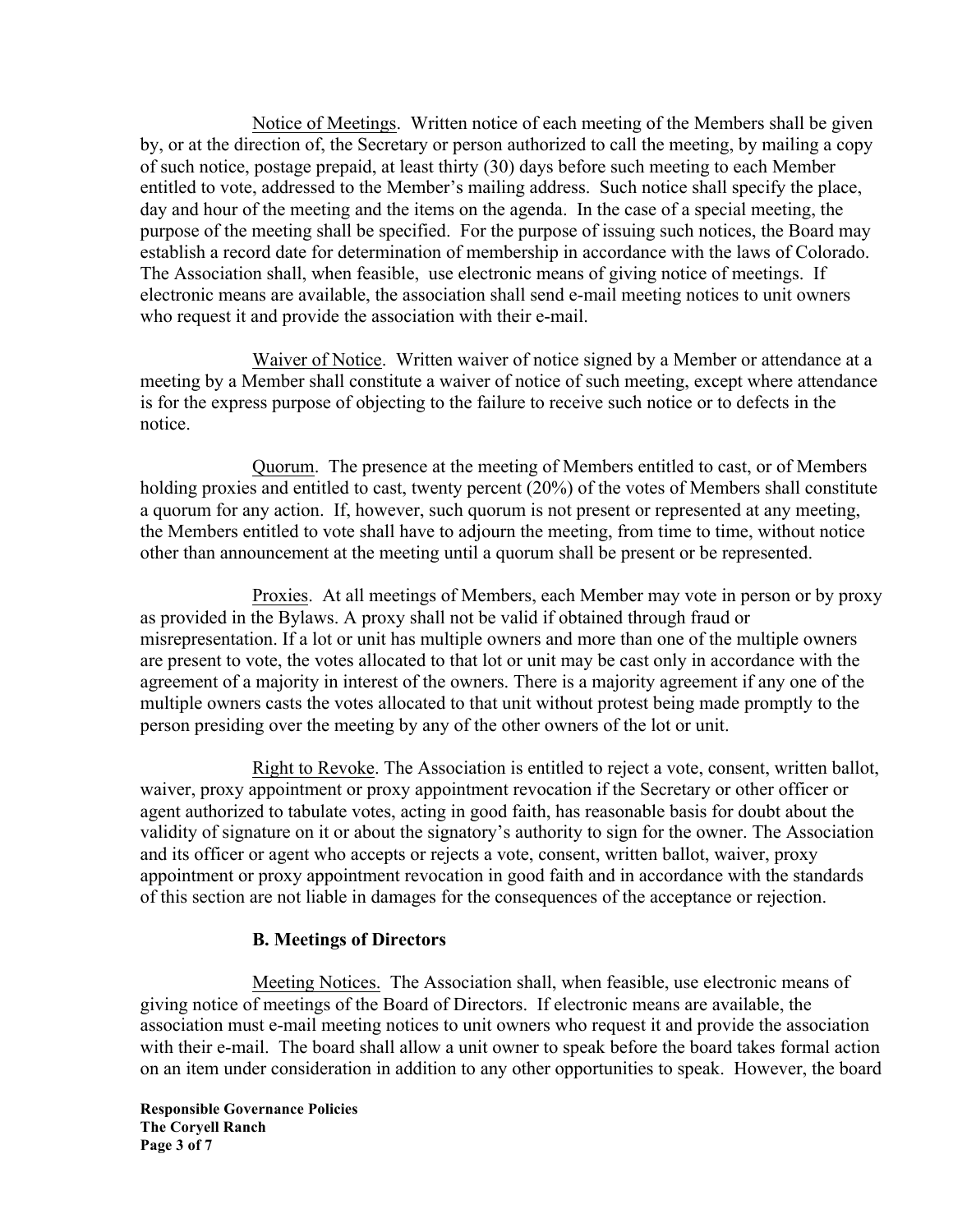Notice of Meetings. Written notice of each meeting of the Members shall be given by, or at the direction of, the Secretary or person authorized to call the meeting, by mailing a copy of such notice, postage prepaid, at least thirty (30) days before such meeting to each Member entitled to vote, addressed to the Member's mailing address. Such notice shall specify the place, day and hour of the meeting and the items on the agenda. In the case of a special meeting, the purpose of the meeting shall be specified. For the purpose of issuing such notices, the Board may establish a record date for determination of membership in accordance with the laws of Colorado. The Association shall, when feasible, use electronic means of giving notice of meetings. If electronic means are available, the association shall send e-mail meeting notices to unit owners who request it and provide the association with their e-mail.

Waiver of Notice. Written waiver of notice signed by a Member or attendance at a meeting by a Member shall constitute a waiver of notice of such meeting, except where attendance is for the express purpose of objecting to the failure to receive such notice or to defects in the notice.

Quorum. The presence at the meeting of Members entitled to cast, or of Members holding proxies and entitled to cast, twenty percent (20%) of the votes of Members shall constitute a quorum for any action. If, however, such quorum is not present or represented at any meeting, the Members entitled to vote shall have to adjourn the meeting, from time to time, without notice other than announcement at the meeting until a quorum shall be present or be represented.

Proxies. At all meetings of Members, each Member may vote in person or by proxy as provided in the Bylaws. A proxy shall not be valid if obtained through fraud or misrepresentation. If a lot or unit has multiple owners and more than one of the multiple owners are present to vote, the votes allocated to that lot or unit may be cast only in accordance with the agreement of a majority in interest of the owners. There is a majority agreement if any one of the multiple owners casts the votes allocated to that unit without protest being made promptly to the person presiding over the meeting by any of the other owners of the lot or unit.

Right to Revoke. The Association is entitled to reject a vote, consent, written ballot, waiver, proxy appointment or proxy appointment revocation if the Secretary or other officer or agent authorized to tabulate votes, acting in good faith, has reasonable basis for doubt about the validity of signature on it or about the signatory's authority to sign for the owner. The Association and its officer or agent who accepts or rejects a vote, consent, written ballot, waiver, proxy appointment or proxy appointment revocation in good faith and in accordance with the standards of this section are not liable in damages for the consequences of the acceptance or rejection.

**B. Meetings of Directors**

Meeting Notices. The Association shall, when feasible, use electronic means of giving notice of meetings of the Board of Directors. If electronic means are available, the association must e-mail meeting notices to unit owners who request it and provide the association with their e-mail. The board shall allow a unit owner to speak before the board takes formal action on an item under consideration in addition to any other opportunities to speak. However, the board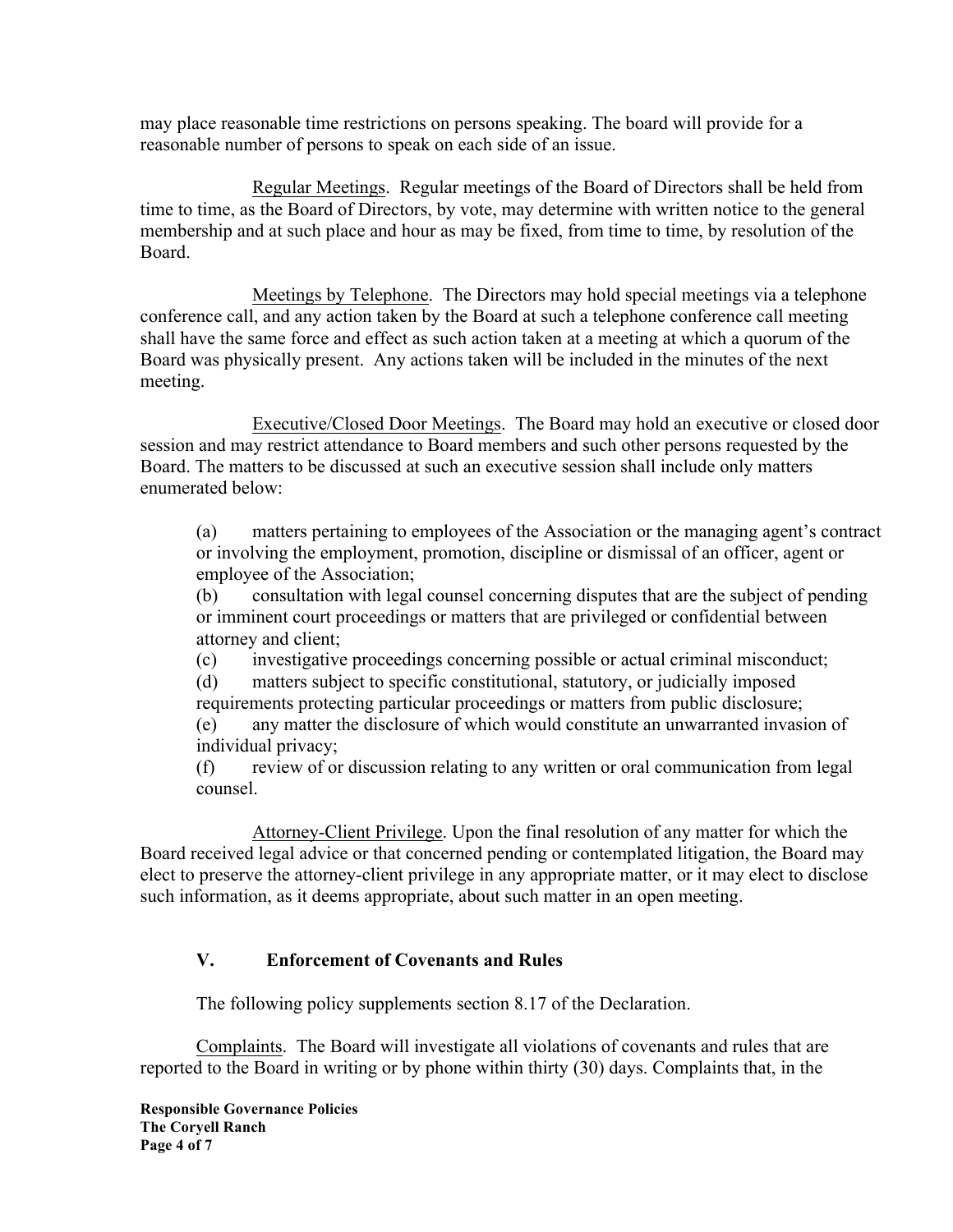may place reasonable time restrictions on persons speaking. The board will provide for a reasonable number of persons to speak on each side of an issue.

Regular Meetings. Regular meetings of the Board of Directors shall be held from time to time, as the Board of Directors, by vote, may determine with written notice to the general membership and at such place and hour as may be fixed, from time to time, by resolution of the Board.

Meetings by Telephone. The Directors may hold special meetings via a telephone conference call, and any action taken by the Board at such a telephone conference call meeting shall have the same force and effect as such action taken at a meeting at which a quorum of the Board was physically present. Any actions taken will be included in the minutes of the next meeting.

Executive/Closed Door Meetings. The Board may hold an executive or closed door session and may restrict attendance to Board members and such other persons requested by the Board. The matters to be discussed at such an executive session shall include only matters enumerated below:

(a) matters pertaining to employees of the Association or the managing agent's contract or involving the employment, promotion, discipline or dismissal of an officer, agent or employee of the Association;
(b) consultation with legal counsel concerning disputes that are the subject of pending or imminent court proceedings or matters that are privileged or confidential between attorney and client;
(c) investigative proceedings concerning possible or actual criminal misconduct;
(d) matters subject to specific constitutional, statutory, or judicially imposed requirements protecting particular proceedings or matters from public disclosure;
(e) any matter the disclosure of which would constitute an unwarranted invasion of individual privacy;
(f) review of or discussion relating to any written or oral communication from legal counsel.

Attorney-Client Privilege. Upon the final resolution of any matter for which the Board received legal advice or that concerned pending or contemplated litigation, the Board may elect to preserve the attorney-client privilege in any appropriate matter, or it may elect to disclose such information, as it deems appropriate, about such matter in an open meeting.

## V. Enforcement of Covenants and Rules

The following policy supplements section 8.17 of the Declaration.

Complaints. The Board will investigate all violations of covenants and rules that are reported to the Board in writing or by phone within thirty (30) days. Complaints that, in the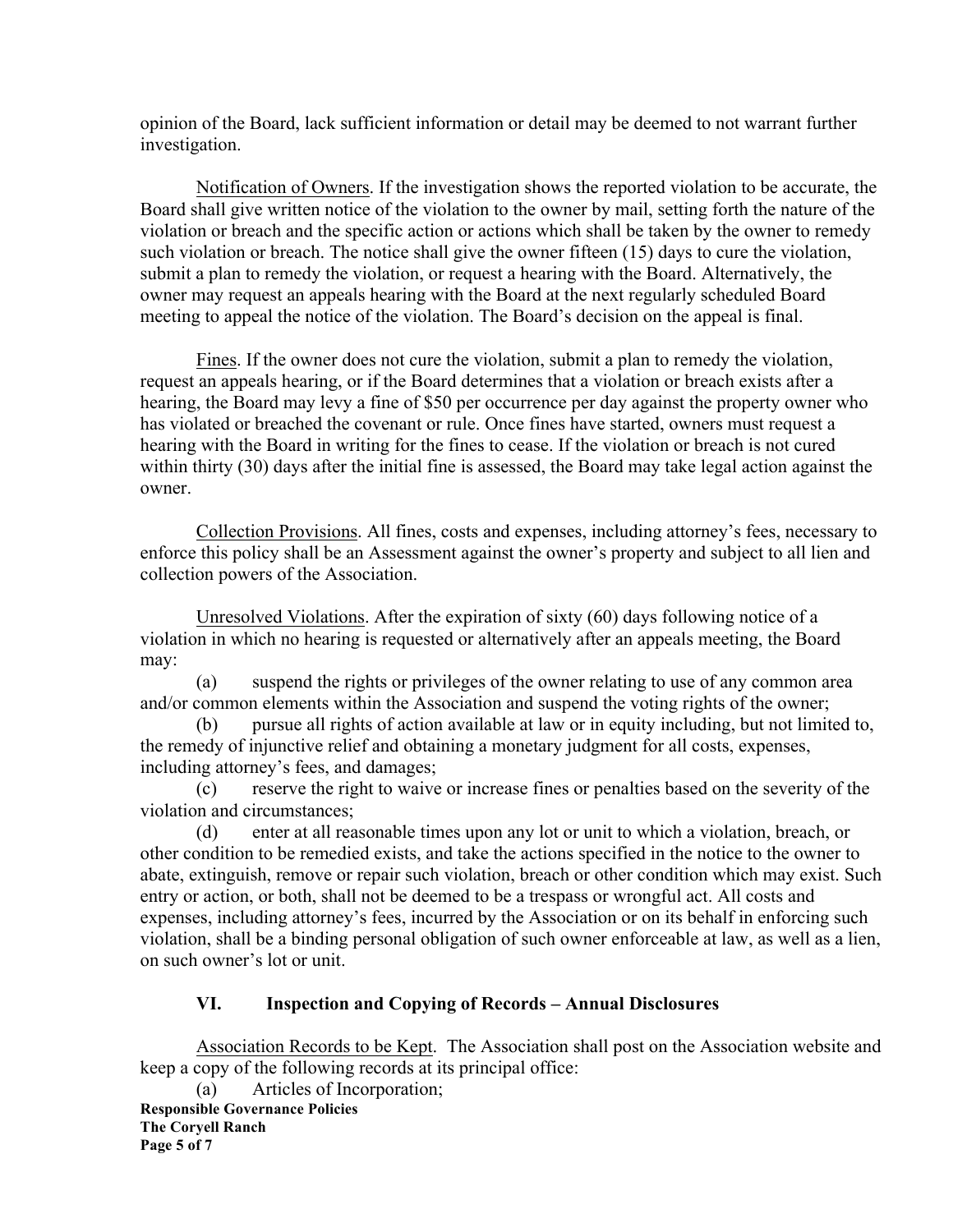opinion of the Board, lack sufficient information or detail may be deemed to not warrant further investigation.

Notification of Owners. If the investigation shows the reported violation to be accurate, the Board shall give written notice of the violation to the owner by mail, setting forth the nature of the violation or breach and the specific action or actions which shall be taken by the owner to remedy such violation or breach. The notice shall give the owner fifteen (15) days to cure the violation, submit a plan to remedy the violation, or request a hearing with the Board. Alternatively, the owner may request an appeals hearing with the Board at the next regularly scheduled Board meeting to appeal the notice of the violation. The Board's decision on the appeal is final.

Fines. If the owner does not cure the violation, submit a plan to remedy the violation, request an appeals hearing, or if the Board determines that a violation or breach exists after a hearing, the Board may levy a fine of $50 per occurrence per day against the property owner who has violated or breached the covenant or rule. Once fines have started, owners must request a hearing with the Board in writing for the fines to cease. If the violation or breach is not cured within thirty (30) days after the initial fine is assessed, the Board may take legal action against the owner.

Collection Provisions. All fines, costs and expenses, including attorney's fees, necessary to enforce this policy shall be an Assessment against the owner's property and subject to all lien and collection powers of the Association.

Unresolved Violations. After the expiration of sixty (60) days following notice of a violation in which no hearing is requested or alternatively after an appeals meeting, the Board may:

(a) suspend the rights or privileges of the owner relating to use of any common area and/or common elements within the Association and suspend the voting rights of the owner;

(b) pursue all rights of action available at law or in equity including, but not limited to, the remedy of injunctive relief and obtaining a monetary judgment for all costs, expenses, including attorney's fees, and damages;

(c) reserve the right to waive or increase fines or penalties based on the severity of the violation and circumstances;

(d) enter at all reasonable times upon any lot or unit to which a violation, breach, or other condition to be remedied exists, and take the actions specified in the notice to the owner to abate, extinguish, remove or repair such violation, breach or other condition which may exist. Such entry or action, or both, shall not be deemed to be a trespass or wrongful act. All costs and expenses, including attorney's fees, incurred by the Association or on its behalf in enforcing such violation, shall be a binding personal obligation of such owner enforceable at law, as well as a lien, on such owner's lot or unit.

## VI. Inspection and Copying of Records – Annual Disclosures

Association Records to be Kept. The Association shall post on the Association website and keep a copy of the following records at its principal office:

(a) Articles of Incorporation;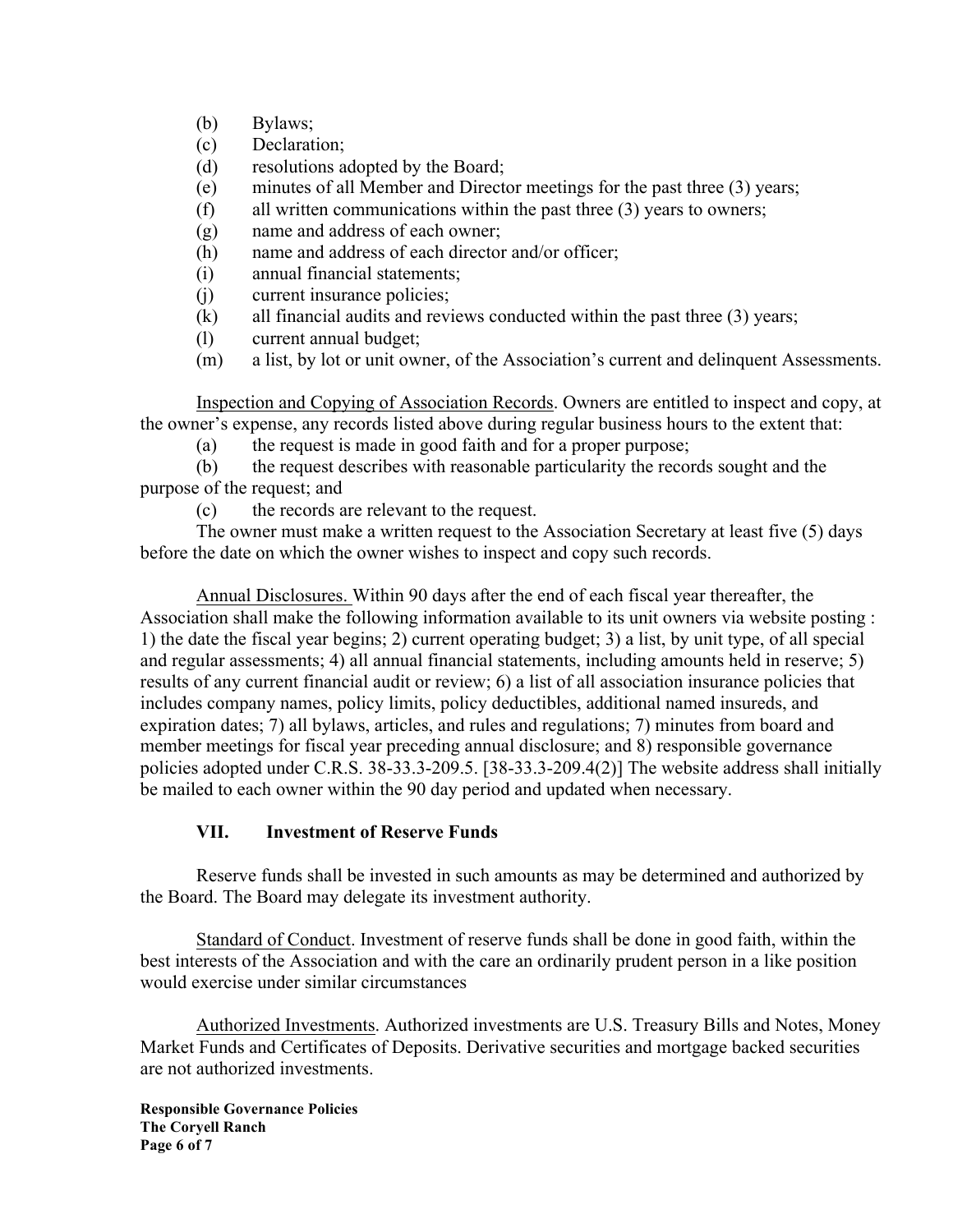(b) Bylaws;
(c) Declaration;
(d) resolutions adopted by the Board;
(e) minutes of all Member and Director meetings for the past three (3) years;
(f) all written communications within the past three (3) years to owners;
(g) name and address of each owner;
(h) name and address of each director and/or officer;
(i) annual financial statements;
(j) current insurance policies;
(k) all financial audits and reviews conducted within the past three (3) years;
(l) current annual budget;
(m) a list, by lot or unit owner, of the Association's current and delinquent Assessments.

Inspection and Copying of Association Records. Owners are entitled to inspect and copy, at the owner's expense, any records listed above during regular business hours to the extent that:

(a) the request is made in good faith and for a proper purpose;
(b) the request describes with reasonable particularity the records sought and the purpose of the request; and
(c) the records are relevant to the request.

The owner must make a written request to the Association Secretary at least five (5) days before the date on which the owner wishes to inspect and copy such records.

Annual Disclosures. Within 90 days after the end of each fiscal year thereafter, the Association shall make the following information available to its unit owners via website posting : 1) the date the fiscal year begins; 2) current operating budget; 3) a list, by unit type, of all special and regular assessments; 4) all annual financial statements, including amounts held in reserve; 5) results of any current financial audit or review; 6) a list of all association insurance policies that includes company names, policy limits, policy deductibles, additional named insureds, and expiration dates; 7) all bylaws, articles, and rules and regulations; 7) minutes from board and member meetings for fiscal year preceding annual disclosure; and 8) responsible governance policies adopted under C.R.S. 38-33.3-209.5. [38-33.3-209.4(2)] The website address shall initially be mailed to each owner within the 90 day period and updated when necessary.

## VII. Investment of Reserve Funds

Reserve funds shall be invested in such amounts as may be determined and authorized by the Board. The Board may delegate its investment authority.

Standard of Conduct. Investment of reserve funds shall be done in good faith, within the best interests of the Association and with the care an ordinarily prudent person in a like position would exercise under similar circumstances

Authorized Investments. Authorized investments are U.S. Treasury Bills and Notes, Money Market Funds and Certificates of Deposits. Derivative securities and mortgage backed securities are not authorized investments.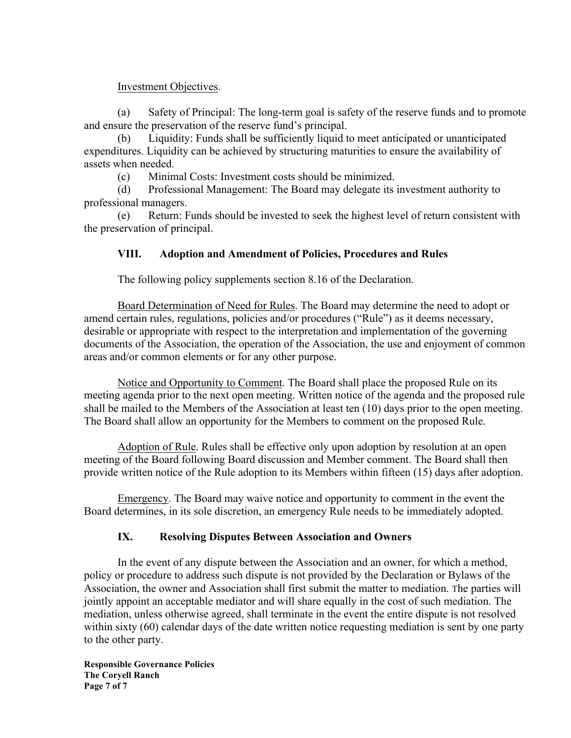Investment Objectives.

(a) Safety of Principal: The long-term goal is safety of the reserve funds and to promote and ensure the preservation of the reserve fund's principal.

(b) Liquidity: Funds shall be sufficiently liquid to meet anticipated or unanticipated expenditures. Liquidity can be achieved by structuring maturities to ensure the availability of assets when needed.

(c) Minimal Costs: Investment costs should be minimized.

(d) Professional Management: The Board may delegate its investment authority to professional managers.

(e) Return: Funds should be invested to seek the highest level of return consistent with the preservation of principal.

## VIII. Adoption and Amendment of Policies, Procedures and Rules

The following policy supplements section 8.16 of the Declaration.

Board Determination of Need for Rules. The Board may determine the need to adopt or amend certain rules, regulations, policies and/or procedures ("Rule") as it deems necessary, desirable or appropriate with respect to the interpretation and implementation of the governing documents of the Association, the operation of the Association, the use and enjoyment of common areas and/or common elements or for any other purpose.

Notice and Opportunity to Comment. The Board shall place the proposed Rule on its meeting agenda prior to the next open meeting. Written notice of the agenda and the proposed rule shall be mailed to the Members of the Association at least ten (10) days prior to the open meeting. The Board shall allow an opportunity for the Members to comment on the proposed Rule.

Adoption of Rule. Rules shall be effective only upon adoption by resolution at an open meeting of the Board following Board discussion and Member comment. The Board shall then provide written notice of the Rule adoption to its Members within fifteen (15) days after adoption.

Emergency. The Board may waive notice and opportunity to comment in the event the Board determines, in its sole discretion, an emergency Rule needs to be immediately adopted.

## IX. Resolving Disputes Between Association and Owners

In the event of any dispute between the Association and an owner, for which a method, policy or procedure to address such dispute is not provided by the Declaration or Bylaws of the Association, the owner and Association shall first submit the matter to mediation. The parties will jointly appoint an acceptable mediator and will share equally in the cost of such mediation. The mediation, unless otherwise agreed, shall terminate in the event the entire dispute is not resolved within sixty (60) calendar days of the date written notice requesting mediation is sent by one party to the other party.